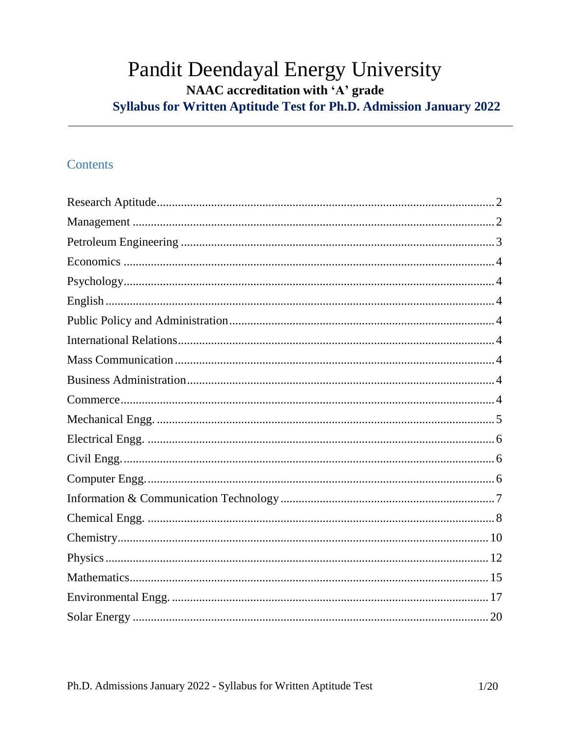# Pandit Deendayal Energy University

**NAAC accreditation with 'A' grade**

**Syllabus for Written Aptitude Test for Ph.D. Admission January 2022**

---

## Contents

Research Aptitude ........ 2
Management ........ 2
Petroleum Engineering ........ 3
Economics ........ 4
Psychology ........ 4
English ........ 4
Public Policy and Administration ........ 4
International Relations ........ 4
Mass Communication ........ 4
Business Administration ........ 4
Commerce ........ 4
Mechanical Engg. ........ 5
Electrical Engg. ........ 6
Civil Engg. ........ 6
Computer Engg. ........ 6
Information & Communication Technology ........ 7
Chemical Engg. ........ 8
Chemistry ........ 10
Physics ........ 12
Mathematics ........ 15
Environmental Engg. ........ 17
Solar Energy ........ 20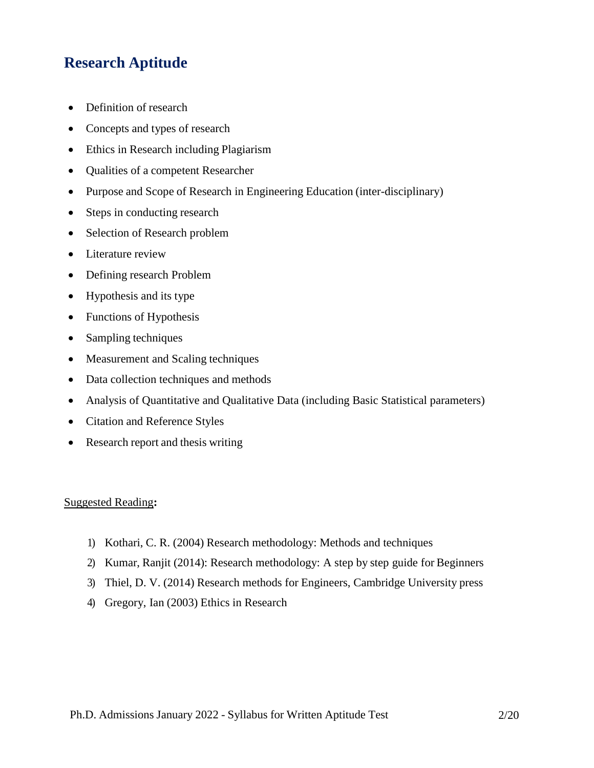# Research Aptitude

- Definition of research
- Concepts and types of research
- Ethics in Research including Plagiarism
- Qualities of a competent Researcher
- Purpose and Scope of Research in Engineering Education (inter-disciplinary)
- Steps in conducting research
- Selection of Research problem
- Literature review
- Defining research Problem
- Hypothesis and its type
- Functions of Hypothesis
- Sampling techniques
- Measurement and Scaling techniques
- Data collection techniques and methods
- Analysis of Quantitative and Qualitative Data (including Basic Statistical parameters)
- Citation and Reference Styles
- Research report and thesis writing

Suggested Reading**:**

1) Kothari, C. R. (2004) Research methodology: Methods and techniques
2) Kumar, Ranjit (2014): Research methodology: A step by step guide for Beginners
3) Thiel, D. V. (2014) Research methods for Engineers, Cambridge University press
4) Gregory, Ian (2003) Ethics in Research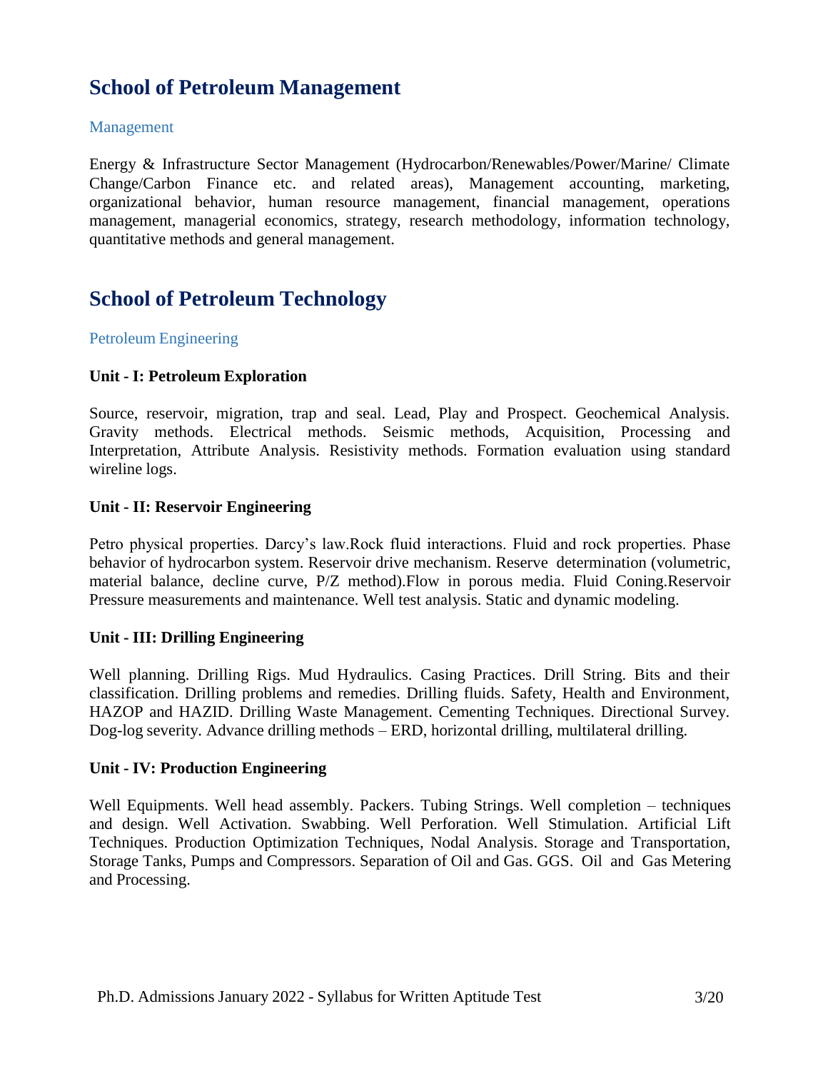## School of Petroleum Management

### Management

Energy & Infrastructure Sector Management (Hydrocarbon/Renewables/Power/Marine/ Climate Change/Carbon Finance etc. and related areas), Management accounting, marketing, organizational behavior, human resource management, financial management, operations management, managerial economics, strategy, research methodology, information technology, quantitative methods and general management.

## School of Petroleum Technology

### Petroleum Engineering

**Unit - I: Petroleum Exploration**

Source, reservoir, migration, trap and seal. Lead, Play and Prospect. Geochemical Analysis. Gravity methods. Electrical methods. Seismic methods, Acquisition, Processing and Interpretation, Attribute Analysis. Resistivity methods. Formation evaluation using standard wireline logs.

**Unit - II: Reservoir Engineering**

Petro physical properties. Darcy's law.Rock fluid interactions. Fluid and rock properties. Phase behavior of hydrocarbon system. Reservoir drive mechanism. Reserve determination (volumetric, material balance, decline curve, P/Z method).Flow in porous media. Fluid Coning.Reservoir Pressure measurements and maintenance. Well test analysis. Static and dynamic modeling.

**Unit - III: Drilling Engineering**

Well planning. Drilling Rigs. Mud Hydraulics. Casing Practices. Drill String. Bits and their classification. Drilling problems and remedies. Drilling fluids. Safety, Health and Environment, HAZOP and HAZID. Drilling Waste Management. Cementing Techniques. Directional Survey. Dog-log severity. Advance drilling methods – ERD, horizontal drilling, multilateral drilling.

**Unit - IV: Production Engineering**

Well Equipments. Well head assembly. Packers. Tubing Strings. Well completion – techniques and design. Well Activation. Swabbing. Well Perforation. Well Stimulation. Artificial Lift Techniques. Production Optimization Techniques, Nodal Analysis. Storage and Transportation, Storage Tanks, Pumps and Compressors. Separation of Oil and Gas. GGS. Oil and Gas Metering and Processing.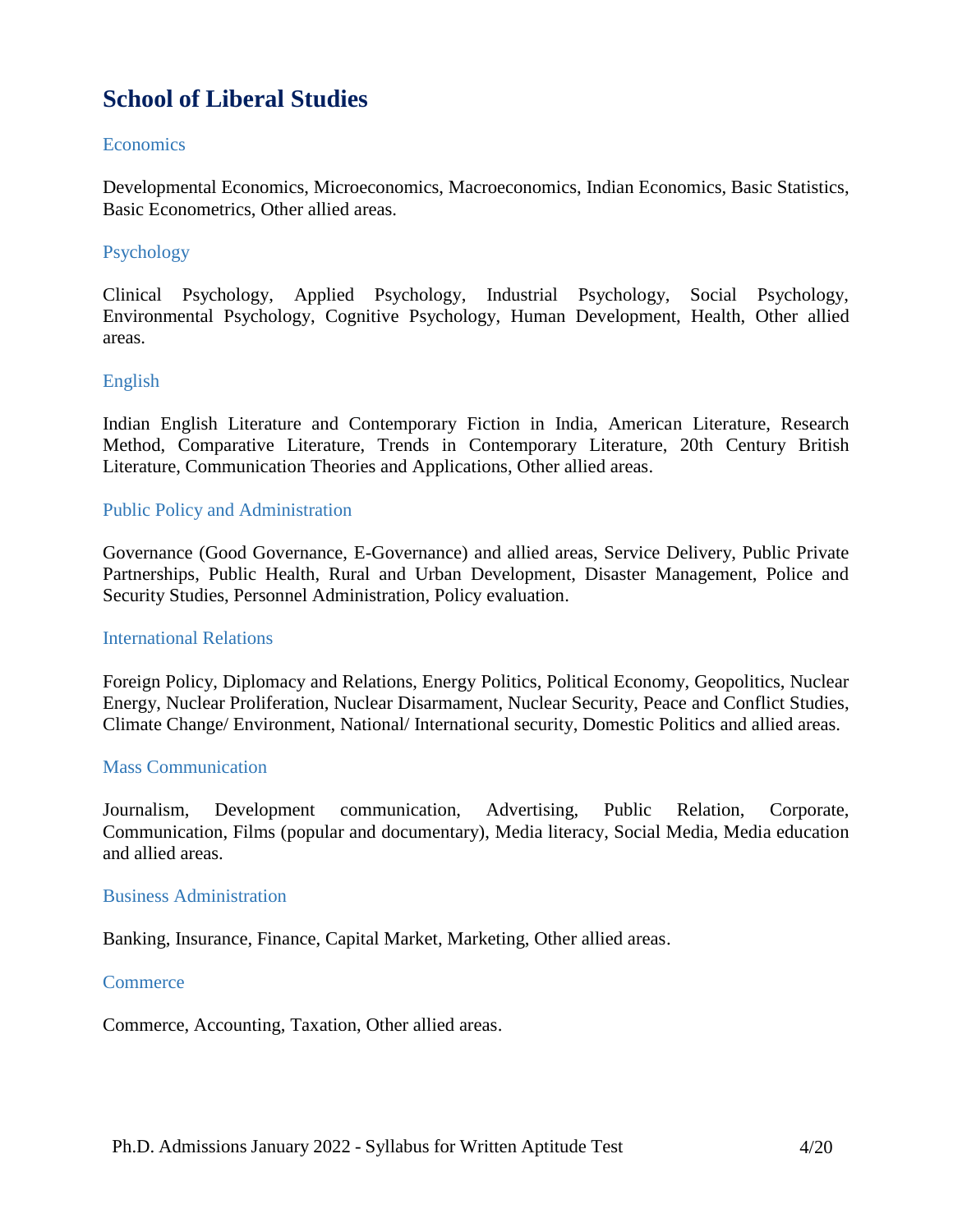## School of Liberal Studies

### Economics

Developmental Economics, Microeconomics, Macroeconomics, Indian Economics, Basic Statistics, Basic Econometrics, Other allied areas.

### Psychology

Clinical Psychology, Applied Psychology, Industrial Psychology, Social Psychology, Environmental Psychology, Cognitive Psychology, Human Development, Health, Other allied areas.

### English

Indian English Literature and Contemporary Fiction in India, American Literature, Research Method, Comparative Literature, Trends in Contemporary Literature, 20th Century British Literature, Communication Theories and Applications, Other allied areas.

### Public Policy and Administration

Governance (Good Governance, E-Governance) and allied areas, Service Delivery, Public Private Partnerships, Public Health, Rural and Urban Development, Disaster Management, Police and Security Studies, Personnel Administration, Policy evaluation.

### International Relations

Foreign Policy, Diplomacy and Relations, Energy Politics, Political Economy, Geopolitics, Nuclear Energy, Nuclear Proliferation, Nuclear Disarmament, Nuclear Security, Peace and Conflict Studies, Climate Change/ Environment, National/ International security, Domestic Politics and allied areas.

### Mass Communication

Journalism, Development communication, Advertising, Public Relation, Corporate, Communication, Films (popular and documentary), Media literacy, Social Media, Media education and allied areas.

### Business Administration

Banking, Insurance, Finance, Capital Market, Marketing, Other allied areas.

### Commerce

Commerce, Accounting, Taxation, Other allied areas.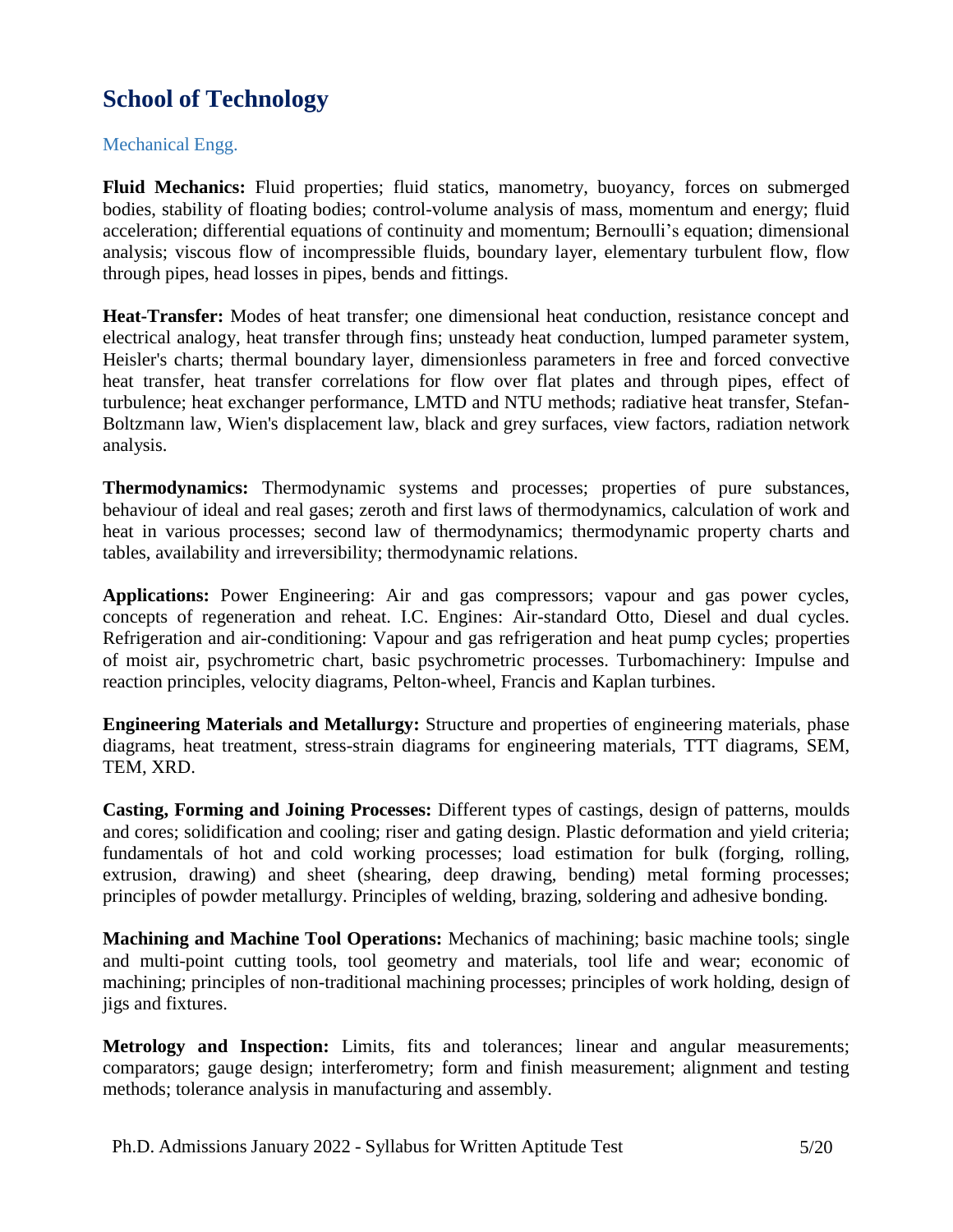## School of Technology

### Mechanical Engg.

**Fluid Mechanics:** Fluid properties; fluid statics, manometry, buoyancy, forces on submerged bodies, stability of floating bodies; control-volume analysis of mass, momentum and energy; fluid acceleration; differential equations of continuity and momentum; Bernoulli's equation; dimensional analysis; viscous flow of incompressible fluids, boundary layer, elementary turbulent flow, flow through pipes, head losses in pipes, bends and fittings.

**Heat-Transfer:** Modes of heat transfer; one dimensional heat conduction, resistance concept and electrical analogy, heat transfer through fins; unsteady heat conduction, lumped parameter system, Heisler's charts; thermal boundary layer, dimensionless parameters in free and forced convective heat transfer, heat transfer correlations for flow over flat plates and through pipes, effect of turbulence; heat exchanger performance, LMTD and NTU methods; radiative heat transfer, Stefan-Boltzmann law, Wien's displacement law, black and grey surfaces, view factors, radiation network analysis.

**Thermodynamics:** Thermodynamic systems and processes; properties of pure substances, behaviour of ideal and real gases; zeroth and first laws of thermodynamics, calculation of work and heat in various processes; second law of thermodynamics; thermodynamic property charts and tables, availability and irreversibility; thermodynamic relations.

**Applications:** Power Engineering: Air and gas compressors; vapour and gas power cycles, concepts of regeneration and reheat. I.C. Engines: Air-standard Otto, Diesel and dual cycles. Refrigeration and air-conditioning: Vapour and gas refrigeration and heat pump cycles; properties of moist air, psychrometric chart, basic psychrometric processes. Turbomachinery: Impulse and reaction principles, velocity diagrams, Pelton-wheel, Francis and Kaplan turbines.

**Engineering Materials and Metallurgy:** Structure and properties of engineering materials, phase diagrams, heat treatment, stress-strain diagrams for engineering materials, TTT diagrams, SEM, TEM, XRD.

**Casting, Forming and Joining Processes:** Different types of castings, design of patterns, moulds and cores; solidification and cooling; riser and gating design. Plastic deformation and yield criteria; fundamentals of hot and cold working processes; load estimation for bulk (forging, rolling, extrusion, drawing) and sheet (shearing, deep drawing, bending) metal forming processes; principles of powder metallurgy. Principles of welding, brazing, soldering and adhesive bonding.

**Machining and Machine Tool Operations:** Mechanics of machining; basic machine tools; single and multi-point cutting tools, tool geometry and materials, tool life and wear; economic of machining; principles of non-traditional machining processes; principles of work holding, design of jigs and fixtures.

**Metrology and Inspection:** Limits, fits and tolerances; linear and angular measurements; comparators; gauge design; interferometry; form and finish measurement; alignment and testing methods; tolerance analysis in manufacturing and assembly.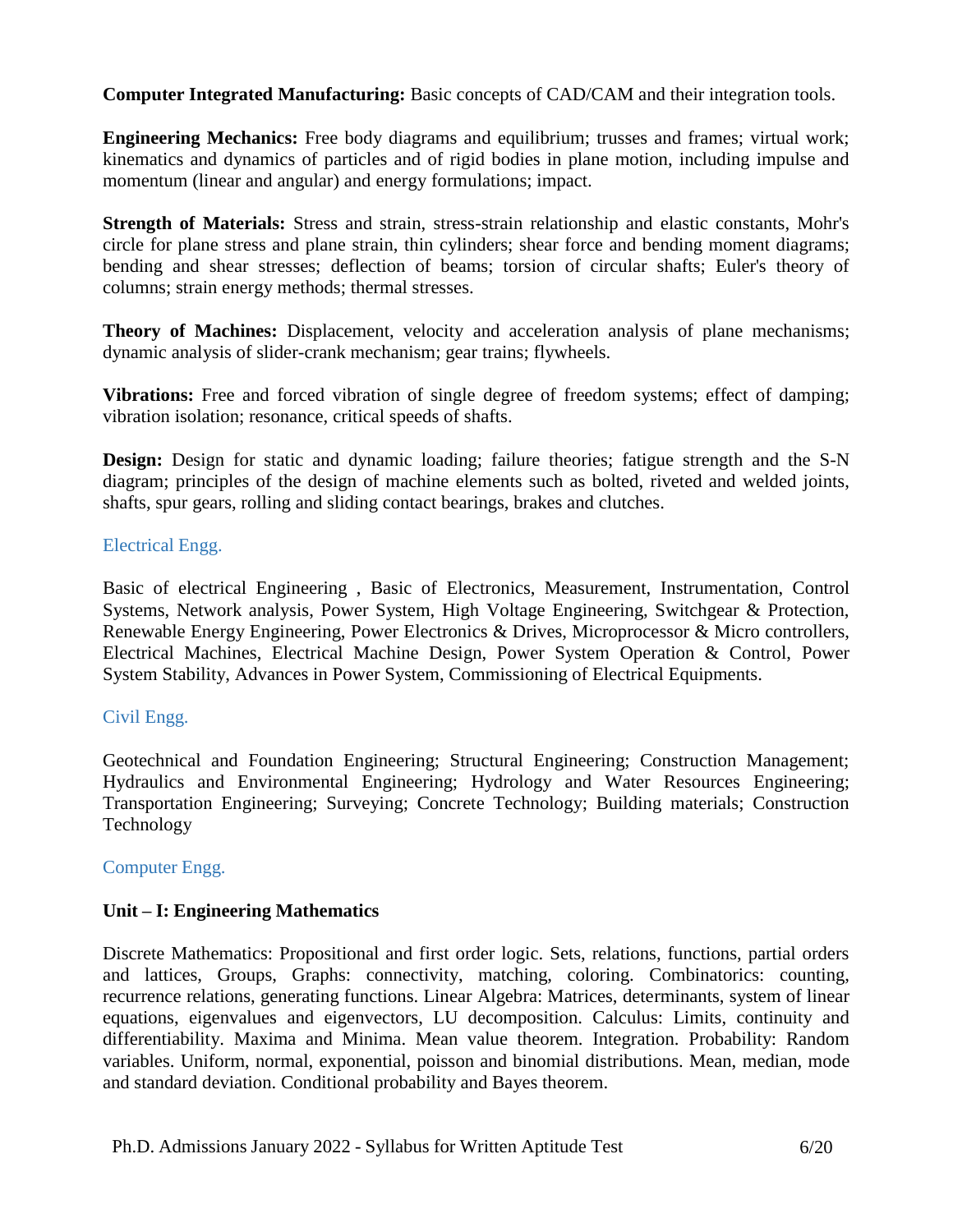**Computer Integrated Manufacturing:** Basic concepts of CAD/CAM and their integration tools.

**Engineering Mechanics:** Free body diagrams and equilibrium; trusses and frames; virtual work; kinematics and dynamics of particles and of rigid bodies in plane motion, including impulse and momentum (linear and angular) and energy formulations; impact.

**Strength of Materials:** Stress and strain, stress-strain relationship and elastic constants, Mohr's circle for plane stress and plane strain, thin cylinders; shear force and bending moment diagrams; bending and shear stresses; deflection of beams; torsion of circular shafts; Euler's theory of columns; strain energy methods; thermal stresses.

**Theory of Machines:** Displacement, velocity and acceleration analysis of plane mechanisms; dynamic analysis of slider-crank mechanism; gear trains; flywheels.

**Vibrations:** Free and forced vibration of single degree of freedom systems; effect of damping; vibration isolation; resonance, critical speeds of shafts.

**Design:** Design for static and dynamic loading; failure theories; fatigue strength and the S-N diagram; principles of the design of machine elements such as bolted, riveted and welded joints, shafts, spur gears, rolling and sliding contact bearings, brakes and clutches.

## Electrical Engg.

Basic of electrical Engineering , Basic of Electronics, Measurement, Instrumentation, Control Systems, Network analysis, Power System, High Voltage Engineering, Switchgear & Protection, Renewable Energy Engineering, Power Electronics & Drives, Microprocessor & Micro controllers, Electrical Machines, Electrical Machine Design, Power System Operation & Control, Power System Stability, Advances in Power System, Commissioning of Electrical Equipments.

## Civil Engg.

Geotechnical and Foundation Engineering; Structural Engineering; Construction Management; Hydraulics and Environmental Engineering; Hydrology and Water Resources Engineering; Transportation Engineering; Surveying; Concrete Technology; Building materials; Construction Technology

## Computer Engg.

**Unit – I: Engineering Mathematics**

Discrete Mathematics: Propositional and first order logic. Sets, relations, functions, partial orders and lattices, Groups, Graphs: connectivity, matching, coloring. Combinatorics: counting, recurrence relations, generating functions. Linear Algebra: Matrices, determinants, system of linear equations, eigenvalues and eigenvectors, LU decomposition. Calculus: Limits, continuity and differentiability. Maxima and Minima. Mean value theorem. Integration. Probability: Random variables. Uniform, normal, exponential, poisson and binomial distributions. Mean, median, mode and standard deviation. Conditional probability and Bayes theorem.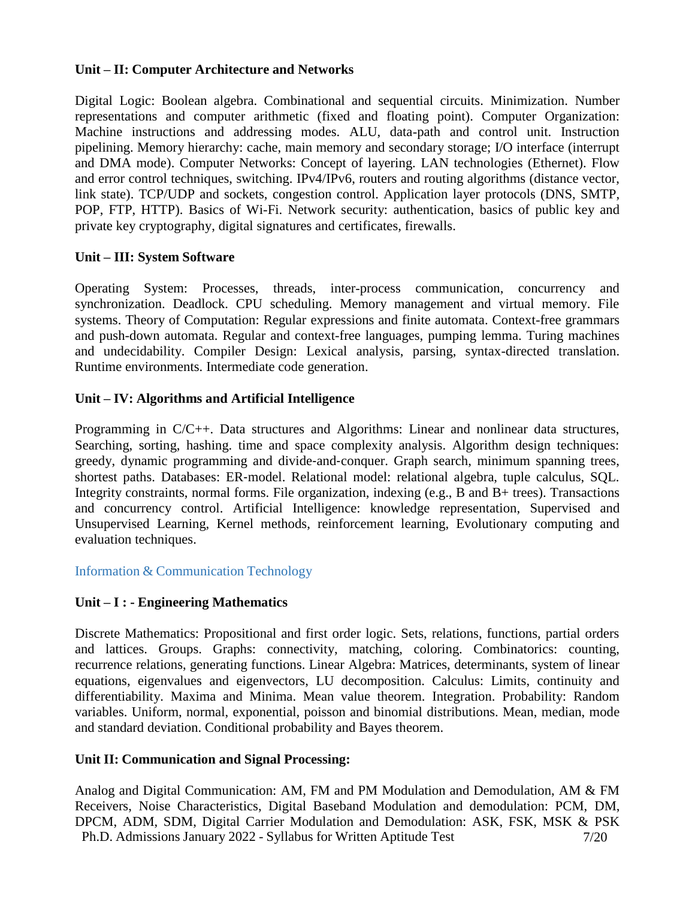**Unit – II: Computer Architecture and Networks**

Digital Logic: Boolean algebra. Combinational and sequential circuits. Minimization. Number representations and computer arithmetic (fixed and floating point). Computer Organization: Machine instructions and addressing modes. ALU, data‐path and control unit. Instruction pipelining. Memory hierarchy: cache, main memory and secondary storage; I/O interface (interrupt and DMA mode). Computer Networks: Concept of layering. LAN technologies (Ethernet). Flow and error control techniques, switching. IPv4/IPv6, routers and routing algorithms (distance vector, link state). TCP/UDP and sockets, congestion control. Application layer protocols (DNS, SMTP, POP, FTP, HTTP). Basics of Wi-Fi. Network security: authentication, basics of public key and private key cryptography, digital signatures and certificates, firewalls.

**Unit – III: System Software**

Operating System: Processes, threads, inter‐process communication, concurrency and synchronization. Deadlock. CPU scheduling. Memory management and virtual memory. File systems. Theory of Computation: Regular expressions and finite automata. Context-free grammars and push-down automata. Regular and context-free languages, pumping lemma. Turing machines and undecidability. Compiler Design: Lexical analysis, parsing, syntax-directed translation. Runtime environments. Intermediate code generation.

**Unit – IV: Algorithms and Artificial Intelligence**

Programming in C/C++. Data structures and Algorithms: Linear and nonlinear data structures, Searching, sorting, hashing. time and space complexity analysis. Algorithm design techniques: greedy, dynamic programming and divide‐and‐conquer. Graph search, minimum spanning trees, shortest paths. Databases: ER‐model. Relational model: relational algebra, tuple calculus, SQL. Integrity constraints, normal forms. File organization, indexing (e.g., B and B+ trees). Transactions and concurrency control. Artificial Intelligence: knowledge representation, Supervised and Unsupervised Learning, Kernel methods, reinforcement learning, Evolutionary computing and evaluation techniques.

## Information & Communication Technology

**Unit – I : - Engineering Mathematics**

Discrete Mathematics: Propositional and first order logic. Sets, relations, functions, partial orders and lattices. Groups. Graphs: connectivity, matching, coloring. Combinatorics: counting, recurrence relations, generating functions. Linear Algebra: Matrices, determinants, system of linear equations, eigenvalues and eigenvectors, LU decomposition. Calculus: Limits, continuity and differentiability. Maxima and Minima. Mean value theorem. Integration. Probability: Random variables. Uniform, normal, exponential, poisson and binomial distributions. Mean, median, mode and standard deviation. Conditional probability and Bayes theorem.

**Unit II: Communication and Signal Processing:**

Analog and Digital Communication: AM, FM and PM Modulation and Demodulation, AM & FM Receivers, Noise Characteristics, Digital Baseband Modulation and demodulation: PCM, DM, DPCM, ADM, SDM, Digital Carrier Modulation and Demodulation: ASK, FSK, MSK & PSK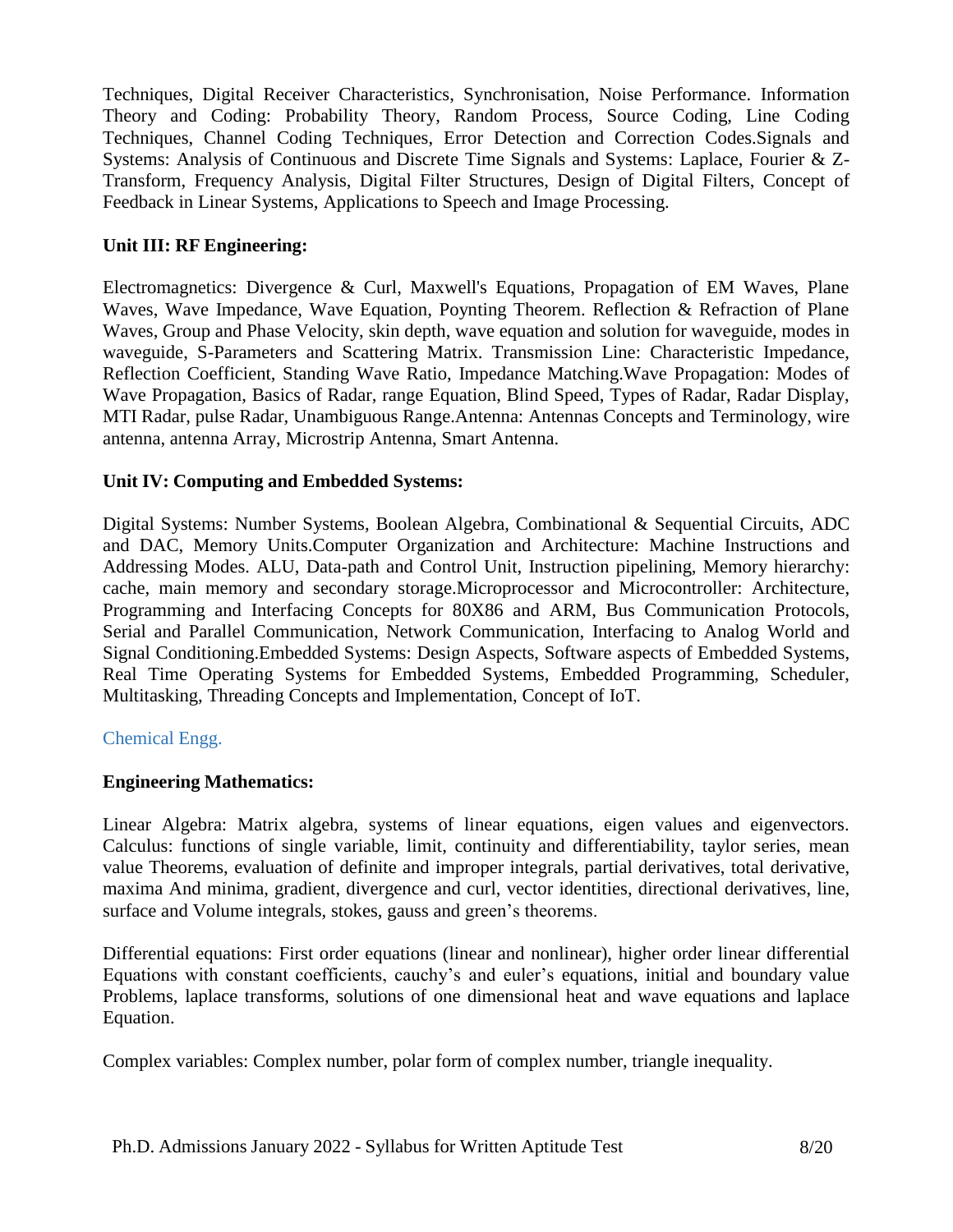Techniques, Digital Receiver Characteristics, Synchronisation, Noise Performance. Information Theory and Coding: Probability Theory, Random Process, Source Coding, Line Coding Techniques, Channel Coding Techniques, Error Detection and Correction Codes.Signals and Systems: Analysis of Continuous and Discrete Time Signals and Systems: Laplace, Fourier & Z-Transform, Frequency Analysis, Digital Filter Structures, Design of Digital Filters, Concept of Feedback in Linear Systems, Applications to Speech and Image Processing.

**Unit III: RF Engineering:**

Electromagnetics: Divergence & Curl, Maxwell's Equations, Propagation of EM Waves, Plane Waves, Wave Impedance, Wave Equation, Poynting Theorem. Reflection & Refraction of Plane Waves, Group and Phase Velocity, skin depth, wave equation and solution for waveguide, modes in waveguide, S-Parameters and Scattering Matrix. Transmission Line: Characteristic Impedance, Reflection Coefficient, Standing Wave Ratio, Impedance Matching.Wave Propagation: Modes of Wave Propagation, Basics of Radar, range Equation, Blind Speed, Types of Radar, Radar Display, MTI Radar, pulse Radar, Unambiguous Range.Antenna: Antennas Concepts and Terminology, wire antenna, antenna Array, Microstrip Antenna, Smart Antenna.

**Unit IV: Computing and Embedded Systems:**

Digital Systems: Number Systems, Boolean Algebra, Combinational & Sequential Circuits, ADC and DAC, Memory Units.Computer Organization and Architecture: Machine Instructions and Addressing Modes. ALU, Data-path and Control Unit, Instruction pipelining, Memory hierarchy: cache, main memory and secondary storage.Microprocessor and Microcontroller: Architecture, Programming and Interfacing Concepts for 80X86 and ARM, Bus Communication Protocols, Serial and Parallel Communication, Network Communication, Interfacing to Analog World and Signal Conditioning.Embedded Systems: Design Aspects, Software aspects of Embedded Systems, Real Time Operating Systems for Embedded Systems, Embedded Programming, Scheduler, Multitasking, Threading Concepts and Implementation, Concept of IoT.

## Chemical Engg.

**Engineering Mathematics:**

Linear Algebra: Matrix algebra, systems of linear equations, eigen values and eigenvectors. Calculus: functions of single variable, limit, continuity and differentiability, taylor series, mean value Theorems, evaluation of definite and improper integrals, partial derivatives, total derivative, maxima And minima, gradient, divergence and curl, vector identities, directional derivatives, line, surface and Volume integrals, stokes, gauss and green's theorems.

Differential equations: First order equations (linear and nonlinear), higher order linear differential Equations with constant coefficients, cauchy's and euler's equations, initial and boundary value Problems, laplace transforms, solutions of one dimensional heat and wave equations and laplace Equation.

Complex variables: Complex number, polar form of complex number, triangle inequality.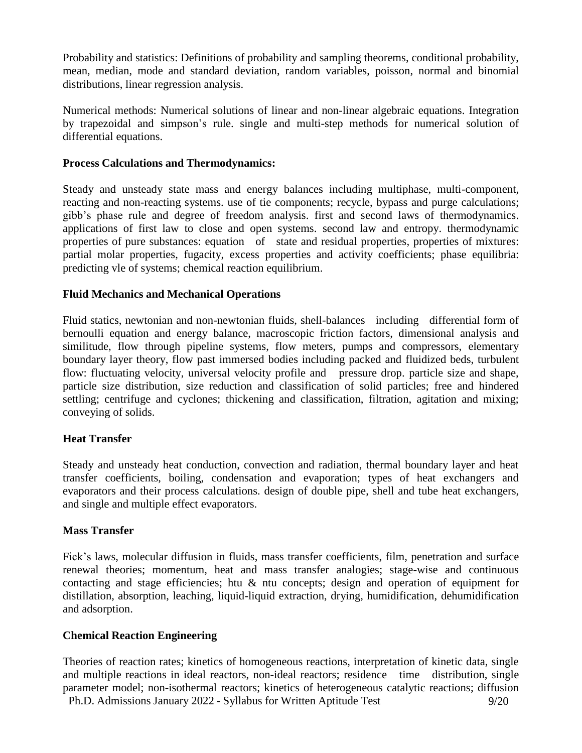Probability and statistics: Definitions of probability and sampling theorems, conditional probability, mean, median, mode and standard deviation, random variables, poisson, normal and binomial distributions, linear regression analysis.

Numerical methods: Numerical solutions of linear and non-linear algebraic equations. Integration by trapezoidal and simpson's rule. single and multi-step methods for numerical solution of differential equations.

**Process Calculations and Thermodynamics:**

Steady and unsteady state mass and energy balances including multiphase, multi-component, reacting and non-reacting systems. use of tie components; recycle, bypass and purge calculations; gibb's phase rule and degree of freedom analysis. first and second laws of thermodynamics. applications of first law to close and open systems. second law and entropy. thermodynamic properties of pure substances: equation of state and residual properties, properties of mixtures: partial molar properties, fugacity, excess properties and activity coefficients; phase equilibria: predicting vle of systems; chemical reaction equilibrium.

**Fluid Mechanics and Mechanical Operations**

Fluid statics, newtonian and non-newtonian fluids, shell-balances including differential form of bernoulli equation and energy balance, macroscopic friction factors, dimensional analysis and similitude, flow through pipeline systems, flow meters, pumps and compressors, elementary boundary layer theory, flow past immersed bodies including packed and fluidized beds, turbulent flow: fluctuating velocity, universal velocity profile and pressure drop. particle size and shape, particle size distribution, size reduction and classification of solid particles; free and hindered settling; centrifuge and cyclones; thickening and classification, filtration, agitation and mixing; conveying of solids.

**Heat Transfer**

Steady and unsteady heat conduction, convection and radiation, thermal boundary layer and heat transfer coefficients, boiling, condensation and evaporation; types of heat exchangers and evaporators and their process calculations. design of double pipe, shell and tube heat exchangers, and single and multiple effect evaporators.

**Mass Transfer**

Fick's laws, molecular diffusion in fluids, mass transfer coefficients, film, penetration and surface renewal theories; momentum, heat and mass transfer analogies; stage-wise and continuous contacting and stage efficiencies; htu & ntu concepts; design and operation of equipment for distillation, absorption, leaching, liquid-liquid extraction, drying, humidification, dehumidification and adsorption.

**Chemical Reaction Engineering**

Theories of reaction rates; kinetics of homogeneous reactions, interpretation of kinetic data, single and multiple reactions in ideal reactors, non-ideal reactors; residence time distribution, single parameter model; non-isothermal reactors; kinetics of heterogeneous catalytic reactions; diffusion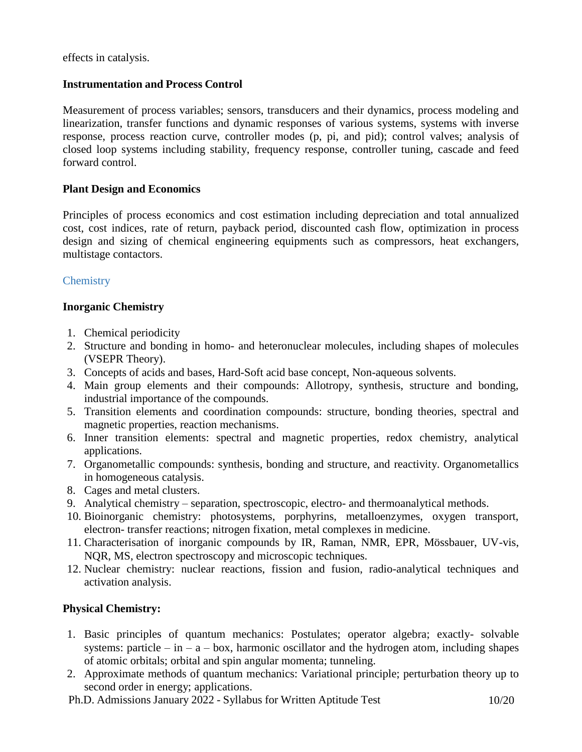effects in catalysis.

**Instrumentation and Process Control**

Measurement of process variables; sensors, transducers and their dynamics, process modeling and linearization, transfer functions and dynamic responses of various systems, systems with inverse response, process reaction curve, controller modes (p, pi, and pid); control valves; analysis of closed loop systems including stability, frequency response, controller tuning, cascade and feed forward control.

**Plant Design and Economics**

Principles of process economics and cost estimation including depreciation and total annualized cost, cost indices, rate of return, payback period, discounted cash flow, optimization in process design and sizing of chemical engineering equipments such as compressors, heat exchangers, multistage contactors.

## Chemistry

**Inorganic Chemistry**

1. Chemical periodicity
2. Structure and bonding in homo- and heteronuclear molecules, including shapes of molecules (VSEPR Theory).
3. Concepts of acids and bases, Hard-Soft acid base concept, Non-aqueous solvents.
4. Main group elements and their compounds: Allotropy, synthesis, structure and bonding, industrial importance of the compounds.
5. Transition elements and coordination compounds: structure, bonding theories, spectral and magnetic properties, reaction mechanisms.
6. Inner transition elements: spectral and magnetic properties, redox chemistry, analytical applications.
7. Organometallic compounds: synthesis, bonding and structure, and reactivity. Organometallics in homogeneous catalysis.
8. Cages and metal clusters.
9. Analytical chemistry – separation, spectroscopic, electro- and thermoanalytical methods.
10. Bioinorganic chemistry: photosystems, porphyrins, metalloenzymes, oxygen transport, electron- transfer reactions; nitrogen fixation, metal complexes in medicine.
11. Characterisation of inorganic compounds by IR, Raman, NMR, EPR, Mössbauer, UV-vis, NQR, MS, electron spectroscopy and microscopic techniques.
12. Nuclear chemistry: nuclear reactions, fission and fusion, radio-analytical techniques and activation analysis.

**Physical Chemistry:**

1. Basic principles of quantum mechanics: Postulates; operator algebra; exactly- solvable systems: particle – in – a – box, harmonic oscillator and the hydrogen atom, including shapes of atomic orbitals; orbital and spin angular momenta; tunneling.
2. Approximate methods of quantum mechanics: Variational principle; perturbation theory up to second order in energy; applications.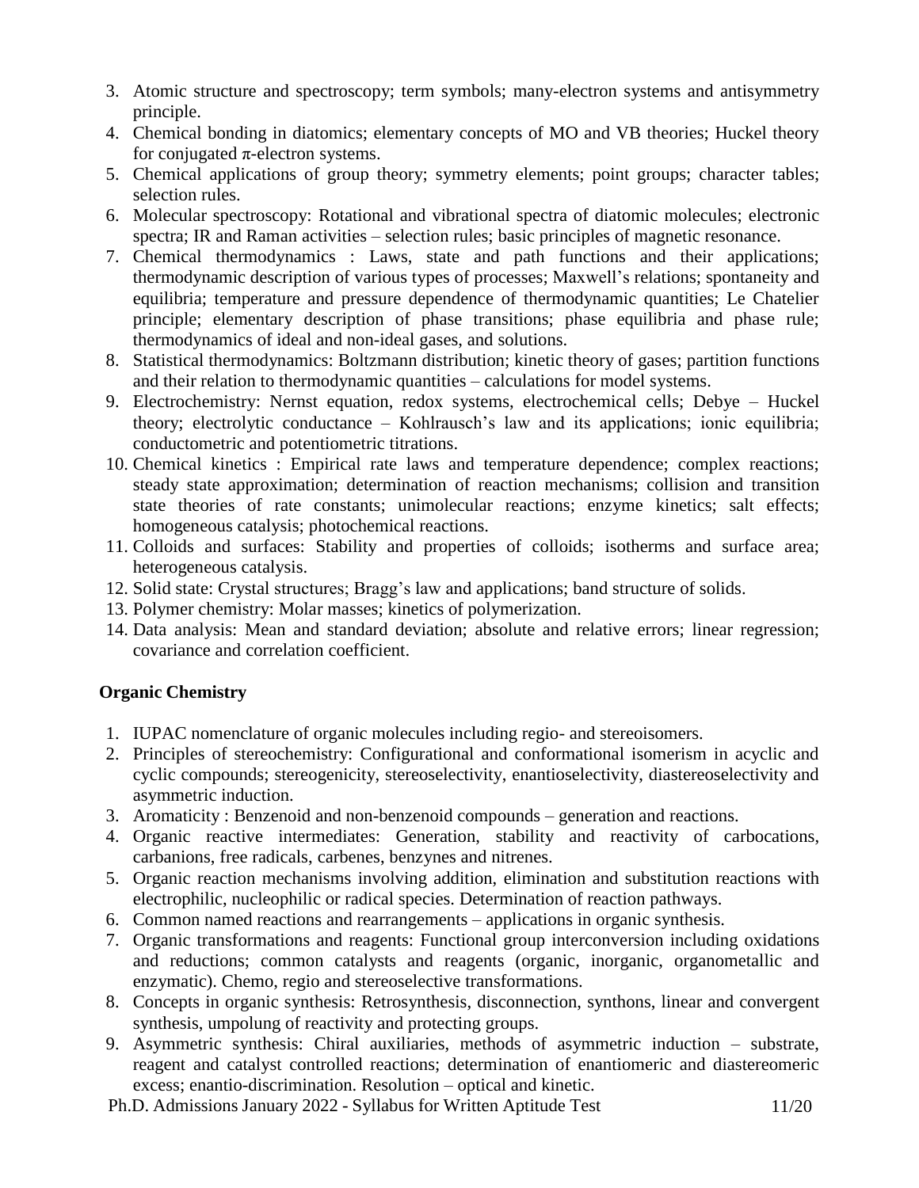3. Atomic structure and spectroscopy; term symbols; many-electron systems and antisymmetry principle.
4. Chemical bonding in diatomics; elementary concepts of MO and VB theories; Huckel theory for conjugated $\pi$-electron systems.
5. Chemical applications of group theory; symmetry elements; point groups; character tables; selection rules.
6. Molecular spectroscopy: Rotational and vibrational spectra of diatomic molecules; electronic spectra; IR and Raman activities – selection rules; basic principles of magnetic resonance.
7. Chemical thermodynamics : Laws, state and path functions and their applications; thermodynamic description of various types of processes; Maxwell's relations; spontaneity and equilibria; temperature and pressure dependence of thermodynamic quantities; Le Chatelier principle; elementary description of phase transitions; phase equilibria and phase rule; thermodynamics of ideal and non-ideal gases, and solutions.
8. Statistical thermodynamics: Boltzmann distribution; kinetic theory of gases; partition functions and their relation to thermodynamic quantities – calculations for model systems.
9. Electrochemistry: Nernst equation, redox systems, electrochemical cells; Debye – Huckel theory; electrolytic conductance – Kohlrausch's law and its applications; ionic equilibria; conductometric and potentiometric titrations.
10. Chemical kinetics : Empirical rate laws and temperature dependence; complex reactions; steady state approximation; determination of reaction mechanisms; collision and transition state theories of rate constants; unimolecular reactions; enzyme kinetics; salt effects; homogeneous catalysis; photochemical reactions.
11. Colloids and surfaces: Stability and properties of colloids; isotherms and surface area; heterogeneous catalysis.
12. Solid state: Crystal structures; Bragg's law and applications; band structure of solids.
13. Polymer chemistry: Molar masses; kinetics of polymerization.
14. Data analysis: Mean and standard deviation; absolute and relative errors; linear regression; covariance and correlation coefficient.

## Organic Chemistry

1. IUPAC nomenclature of organic molecules including regio- and stereoisomers.
2. Principles of stereochemistry: Configurational and conformational isomerism in acyclic and cyclic compounds; stereogenicity, stereoselectivity, enantioselectivity, diastereoselectivity and asymmetric induction.
3. Aromaticity : Benzenoid and non-benzenoid compounds – generation and reactions.
4. Organic reactive intermediates: Generation, stability and reactivity of carbocations, carbanions, free radicals, carbenes, benzynes and nitrenes.
5. Organic reaction mechanisms involving addition, elimination and substitution reactions with electrophilic, nucleophilic or radical species. Determination of reaction pathways.
6. Common named reactions and rearrangements – applications in organic synthesis.
7. Organic transformations and reagents: Functional group interconversion including oxidations and reductions; common catalysts and reagents (organic, inorganic, organometallic and enzymatic). Chemo, regio and stereoselective transformations.
8. Concepts in organic synthesis: Retrosynthesis, disconnection, synthons, linear and convergent synthesis, umpolung of reactivity and protecting groups.
9. Asymmetric synthesis: Chiral auxiliaries, methods of asymmetric induction – substrate, reagent and catalyst controlled reactions; determination of enantiomeric and diastereomeric excess; enantio-discrimination. Resolution – optical and kinetic.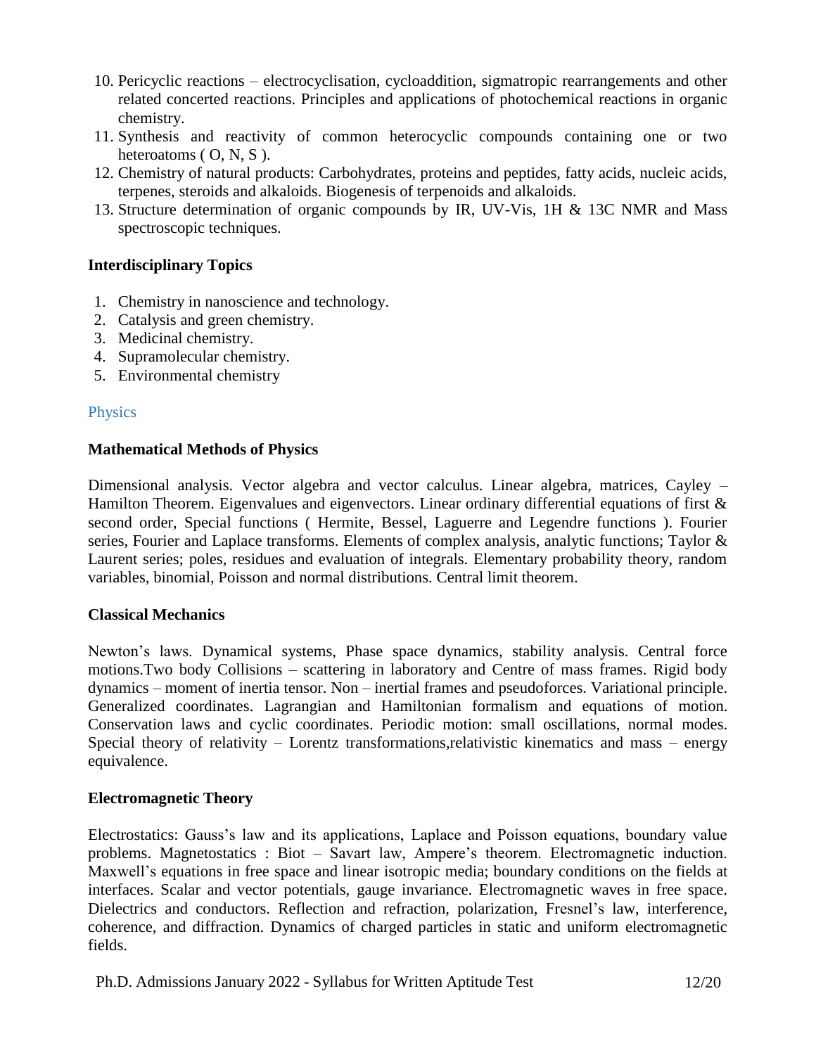10. Pericyclic reactions – electrocyclisation, cycloaddition, sigmatropic rearrangements and other related concerted reactions. Principles and applications of photochemical reactions in organic chemistry.
11. Synthesis and reactivity of common heterocyclic compounds containing one or two heteroatoms ( O, N, S ).
12. Chemistry of natural products: Carbohydrates, proteins and peptides, fatty acids, nucleic acids, terpenes, steroids and alkaloids. Biogenesis of terpenoids and alkaloids.
13. Structure determination of organic compounds by IR, UV-Vis, 1H & 13C NMR and Mass spectroscopic techniques.

**Interdisciplinary Topics**

1. Chemistry in nanoscience and technology.
2. Catalysis and green chemistry.
3. Medicinal chemistry.
4. Supramolecular chemistry.
5. Environmental chemistry

## Physics

**Mathematical Methods of Physics**

Dimensional analysis. Vector algebra and vector calculus. Linear algebra, matrices, Cayley – Hamilton Theorem. Eigenvalues and eigenvectors. Linear ordinary differential equations of first & second order, Special functions ( Hermite, Bessel, Laguerre and Legendre functions ). Fourier series, Fourier and Laplace transforms. Elements of complex analysis, analytic functions; Taylor & Laurent series; poles, residues and evaluation of integrals. Elementary probability theory, random variables, binomial, Poisson and normal distributions. Central limit theorem.

**Classical Mechanics**

Newton's laws. Dynamical systems, Phase space dynamics, stability analysis. Central force motions.Two body Collisions – scattering in laboratory and Centre of mass frames. Rigid body dynamics – moment of inertia tensor. Non – inertial frames and pseudoforces. Variational principle. Generalized coordinates. Lagrangian and Hamiltonian formalism and equations of motion. Conservation laws and cyclic coordinates. Periodic motion: small oscillations, normal modes. Special theory of relativity – Lorentz transformations,relativistic kinematics and mass – energy equivalence.

**Electromagnetic Theory**

Electrostatics: Gauss's law and its applications, Laplace and Poisson equations, boundary value problems. Magnetostatics : Biot – Savart law, Ampere's theorem. Electromagnetic induction. Maxwell's equations in free space and linear isotropic media; boundary conditions on the fields at interfaces. Scalar and vector potentials, gauge invariance. Electromagnetic waves in free space. Dielectrics and conductors. Reflection and refraction, polarization, Fresnel's law, interference, coherence, and diffraction. Dynamics of charged particles in static and uniform electromagnetic fields.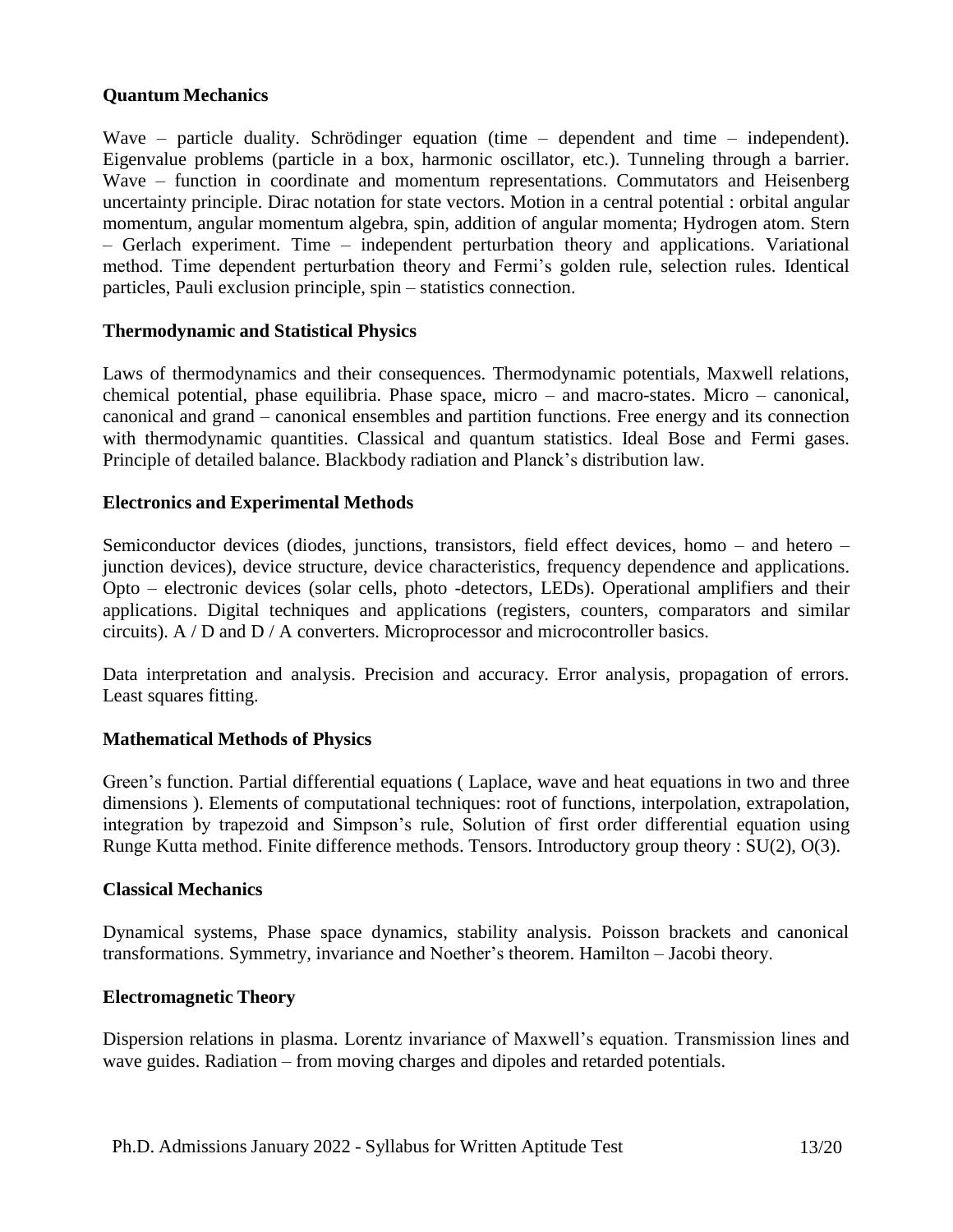**Quantum Mechanics**

Wave – particle duality. Schrödinger equation (time – dependent and time – independent). Eigenvalue problems (particle in a box, harmonic oscillator, etc.). Tunneling through a barrier. Wave – function in coordinate and momentum representations. Commutators and Heisenberg uncertainty principle. Dirac notation for state vectors. Motion in a central potential : orbital angular momentum, angular momentum algebra, spin, addition of angular momenta; Hydrogen atom. Stern – Gerlach experiment. Time – independent perturbation theory and applications. Variational method. Time dependent perturbation theory and Fermi's golden rule, selection rules. Identical particles, Pauli exclusion principle, spin – statistics connection.

**Thermodynamic and Statistical Physics**

Laws of thermodynamics and their consequences. Thermodynamic potentials, Maxwell relations, chemical potential, phase equilibria. Phase space, micro – and macro-states. Micro – canonical, canonical and grand – canonical ensembles and partition functions. Free energy and its connection with thermodynamic quantities. Classical and quantum statistics. Ideal Bose and Fermi gases. Principle of detailed balance. Blackbody radiation and Planck's distribution law.

**Electronics and Experimental Methods**

Semiconductor devices (diodes, junctions, transistors, field effect devices, homo – and hetero – junction devices), device structure, device characteristics, frequency dependence and applications. Opto – electronic devices (solar cells, photo -detectors, LEDs). Operational amplifiers and their applications. Digital techniques and applications (registers, counters, comparators and similar circuits). A / D and D / A converters. Microprocessor and microcontroller basics.

Data interpretation and analysis. Precision and accuracy. Error analysis, propagation of errors. Least squares fitting.

**Mathematical Methods of Physics**

Green's function. Partial differential equations ( Laplace, wave and heat equations in two and three dimensions ). Elements of computational techniques: root of functions, interpolation, extrapolation, integration by trapezoid and Simpson's rule, Solution of first order differential equation using Runge Kutta method. Finite difference methods. Tensors. Introductory group theory : SU(2), O(3).

**Classical Mechanics**

Dynamical systems, Phase space dynamics, stability analysis. Poisson brackets and canonical transformations. Symmetry, invariance and Noether's theorem. Hamilton – Jacobi theory.

**Electromagnetic Theory**

Dispersion relations in plasma. Lorentz invariance of Maxwell's equation. Transmission lines and wave guides. Radiation – from moving charges and dipoles and retarded potentials.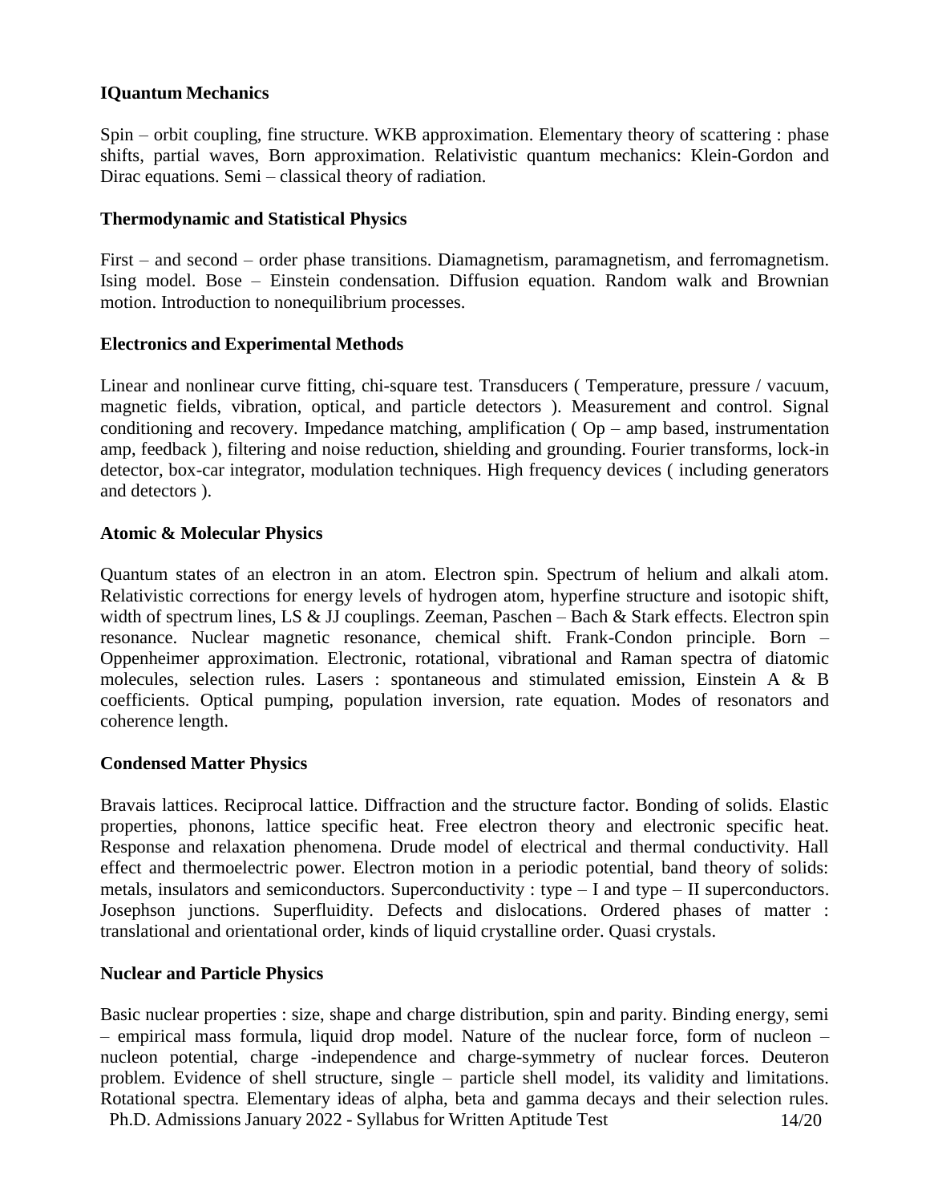**IQuantum Mechanics**

Spin – orbit coupling, fine structure. WKB approximation. Elementary theory of scattering : phase shifts, partial waves, Born approximation. Relativistic quantum mechanics: Klein-Gordon and Dirac equations. Semi – classical theory of radiation.

**Thermodynamic and Statistical Physics**

First – and second – order phase transitions. Diamagnetism, paramagnetism, and ferromagnetism. Ising model. Bose – Einstein condensation. Diffusion equation. Random walk and Brownian motion. Introduction to nonequilibrium processes.

**Electronics and Experimental Methods**

Linear and nonlinear curve fitting, chi-square test. Transducers ( Temperature, pressure / vacuum, magnetic fields, vibration, optical, and particle detectors ). Measurement and control. Signal conditioning and recovery. Impedance matching, amplification ( Op – amp based, instrumentation amp, feedback ), filtering and noise reduction, shielding and grounding. Fourier transforms, lock-in detector, box-car integrator, modulation techniques. High frequency devices ( including generators and detectors ).

**Atomic & Molecular Physics**

Quantum states of an electron in an atom. Electron spin. Spectrum of helium and alkali atom. Relativistic corrections for energy levels of hydrogen atom, hyperfine structure and isotopic shift, width of spectrum lines, LS & JJ couplings. Zeeman, Paschen – Bach & Stark effects. Electron spin resonance. Nuclear magnetic resonance, chemical shift. Frank-Condon principle. Born – Oppenheimer approximation. Electronic, rotational, vibrational and Raman spectra of diatomic molecules, selection rules. Lasers : spontaneous and stimulated emission, Einstein A & B coefficients. Optical pumping, population inversion, rate equation. Modes of resonators and coherence length.

**Condensed Matter Physics**

Bravais lattices. Reciprocal lattice. Diffraction and the structure factor. Bonding of solids. Elastic properties, phonons, lattice specific heat. Free electron theory and electronic specific heat. Response and relaxation phenomena. Drude model of electrical and thermal conductivity. Hall effect and thermoelectric power. Electron motion in a periodic potential, band theory of solids: metals, insulators and semiconductors. Superconductivity : type – I and type – II superconductors. Josephson junctions. Superfluidity. Defects and dislocations. Ordered phases of matter : translational and orientational order, kinds of liquid crystalline order. Quasi crystals.

**Nuclear and Particle Physics**

Basic nuclear properties : size, shape and charge distribution, spin and parity. Binding energy, semi – empirical mass formula, liquid drop model. Nature of the nuclear force, form of nucleon – nucleon potential, charge -independence and charge-symmetry of nuclear forces. Deuteron problem. Evidence of shell structure, single – particle shell model, its validity and limitations. Rotational spectra. Elementary ideas of alpha, beta and gamma decays and their selection rules.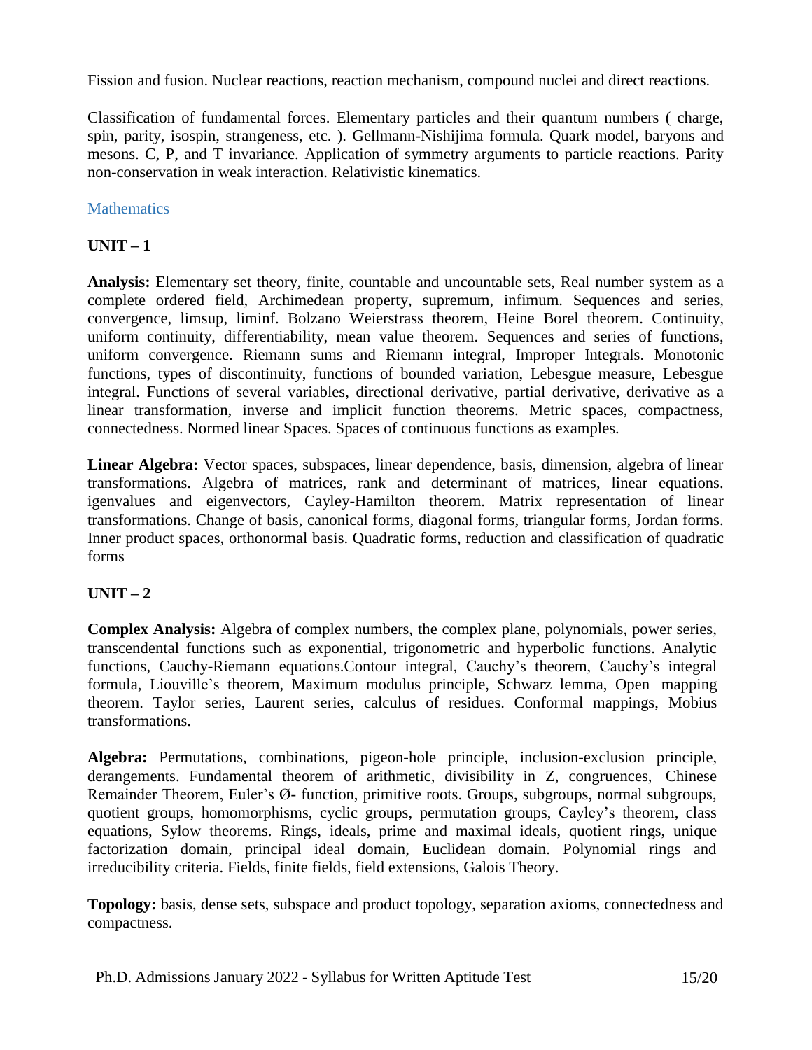Fission and fusion. Nuclear reactions, reaction mechanism, compound nuclei and direct reactions.

Classification of fundamental forces. Elementary particles and their quantum numbers ( charge, spin, parity, isospin, strangeness, etc. ). Gellmann-Nishijima formula. Quark model, baryons and mesons. C, P, and T invariance. Application of symmetry arguments to particle reactions. Parity non-conservation in weak interaction. Relativistic kinematics.

## Mathematics

### UNIT – 1

**Analysis:** Elementary set theory, finite, countable and uncountable sets, Real number system as a complete ordered field, Archimedean property, supremum, infimum. Sequences and series, convergence, limsup, liminf. Bolzano Weierstrass theorem, Heine Borel theorem. Continuity, uniform continuity, differentiability, mean value theorem. Sequences and series of functions, uniform convergence. Riemann sums and Riemann integral, Improper Integrals. Monotonic functions, types of discontinuity, functions of bounded variation, Lebesgue measure, Lebesgue integral. Functions of several variables, directional derivative, partial derivative, derivative as a linear transformation, inverse and implicit function theorems. Metric spaces, compactness, connectedness. Normed linear Spaces. Spaces of continuous functions as examples.

**Linear Algebra:** Vector spaces, subspaces, linear dependence, basis, dimension, algebra of linear transformations. Algebra of matrices, rank and determinant of matrices, linear equations. igenvalues and eigenvectors, Cayley-Hamilton theorem. Matrix representation of linear transformations. Change of basis, canonical forms, diagonal forms, triangular forms, Jordan forms. Inner product spaces, orthonormal basis. Quadratic forms, reduction and classification of quadratic forms

### UNIT – 2

**Complex Analysis:** Algebra of complex numbers, the complex plane, polynomials, power series, transcendental functions such as exponential, trigonometric and hyperbolic functions. Analytic functions, Cauchy-Riemann equations.Contour integral, Cauchy's theorem, Cauchy's integral formula, Liouville's theorem, Maximum modulus principle, Schwarz lemma, Open mapping theorem. Taylor series, Laurent series, calculus of residues. Conformal mappings, Mobius transformations.

**Algebra:** Permutations, combinations, pigeon-hole principle, inclusion-exclusion principle, derangements. Fundamental theorem of arithmetic, divisibility in Z, congruences, Chinese Remainder Theorem, Euler's Ø- function, primitive roots. Groups, subgroups, normal subgroups, quotient groups, homomorphisms, cyclic groups, permutation groups, Cayley's theorem, class equations, Sylow theorems. Rings, ideals, prime and maximal ideals, quotient rings, unique factorization domain, principal ideal domain, Euclidean domain. Polynomial rings and irreducibility criteria. Fields, finite fields, field extensions, Galois Theory.

**Topology:** basis, dense sets, subspace and product topology, separation axioms, connectedness and compactness.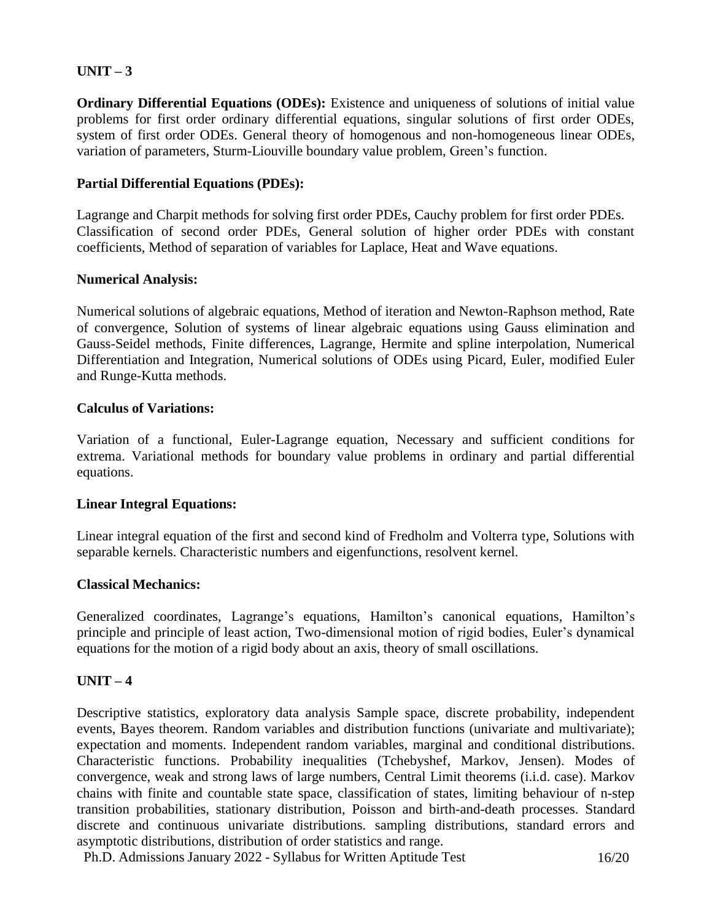## UNIT – 3

**Ordinary Differential Equations (ODEs):** Existence and uniqueness of solutions of initial value problems for first order ordinary differential equations, singular solutions of first order ODEs, system of first order ODEs. General theory of homogenous and non-homogeneous linear ODEs, variation of parameters, Sturm-Liouville boundary value problem, Green's function.

**Partial Differential Equations (PDEs):**

Lagrange and Charpit methods for solving first order PDEs, Cauchy problem for first order PDEs. Classification of second order PDEs, General solution of higher order PDEs with constant coefficients, Method of separation of variables for Laplace, Heat and Wave equations.

**Numerical Analysis:**

Numerical solutions of algebraic equations, Method of iteration and Newton-Raphson method, Rate of convergence, Solution of systems of linear algebraic equations using Gauss elimination and Gauss-Seidel methods, Finite differences, Lagrange, Hermite and spline interpolation, Numerical Differentiation and Integration, Numerical solutions of ODEs using Picard, Euler, modified Euler and Runge-Kutta methods.

**Calculus of Variations:**

Variation of a functional, Euler-Lagrange equation, Necessary and sufficient conditions for extrema. Variational methods for boundary value problems in ordinary and partial differential equations.

**Linear Integral Equations:**

Linear integral equation of the first and second kind of Fredholm and Volterra type, Solutions with separable kernels. Characteristic numbers and eigenfunctions, resolvent kernel.

**Classical Mechanics:**

Generalized coordinates, Lagrange's equations, Hamilton's canonical equations, Hamilton's principle and principle of least action, Two-dimensional motion of rigid bodies, Euler's dynamical equations for the motion of a rigid body about an axis, theory of small oscillations.

## UNIT – 4

Descriptive statistics, exploratory data analysis Sample space, discrete probability, independent events, Bayes theorem. Random variables and distribution functions (univariate and multivariate); expectation and moments. Independent random variables, marginal and conditional distributions. Characteristic functions. Probability inequalities (Tchebyshef, Markov, Jensen). Modes of convergence, weak and strong laws of large numbers, Central Limit theorems (i.i.d. case). Markov chains with finite and countable state space, classification of states, limiting behaviour of n-step transition probabilities, stationary distribution, Poisson and birth-and-death processes. Standard discrete and continuous univariate distributions. sampling distributions, standard errors and asymptotic distributions, distribution of order statistics and range.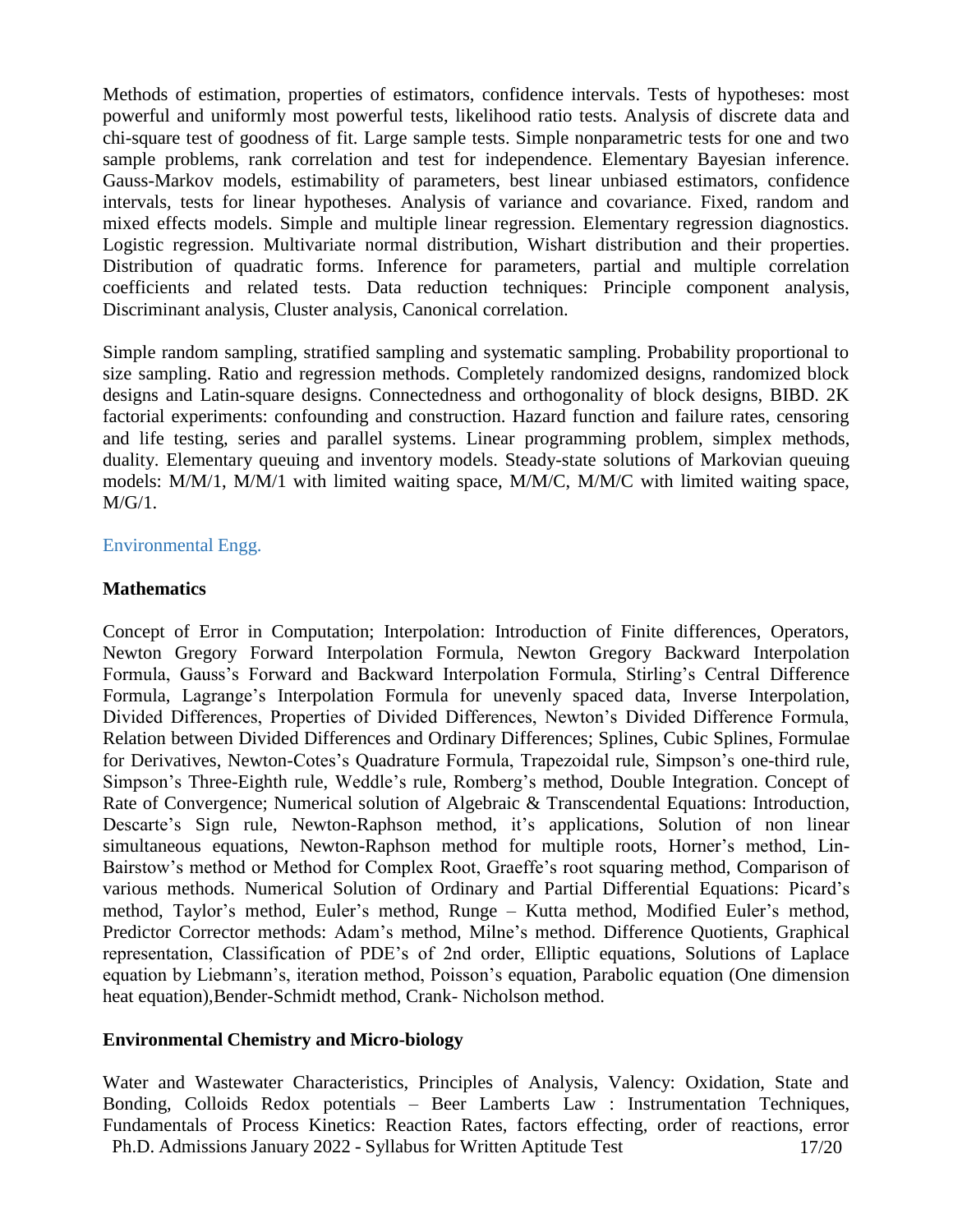Methods of estimation, properties of estimators, confidence intervals. Tests of hypotheses: most powerful and uniformly most powerful tests, likelihood ratio tests. Analysis of discrete data and chi-square test of goodness of fit. Large sample tests. Simple nonparametric tests for one and two sample problems, rank correlation and test for independence. Elementary Bayesian inference. Gauss-Markov models, estimability of parameters, best linear unbiased estimators, confidence intervals, tests for linear hypotheses. Analysis of variance and covariance. Fixed, random and mixed effects models. Simple and multiple linear regression. Elementary regression diagnostics. Logistic regression. Multivariate normal distribution, Wishart distribution and their properties. Distribution of quadratic forms. Inference for parameters, partial and multiple correlation coefficients and related tests. Data reduction techniques: Principle component analysis, Discriminant analysis, Cluster analysis, Canonical correlation.

Simple random sampling, stratified sampling and systematic sampling. Probability proportional to size sampling. Ratio and regression methods. Completely randomized designs, randomized block designs and Latin-square designs. Connectedness and orthogonality of block designs, BIBD. 2K factorial experiments: confounding and construction. Hazard function and failure rates, censoring and life testing, series and parallel systems. Linear programming problem, simplex methods, duality. Elementary queuing and inventory models. Steady-state solutions of Markovian queuing models: M/M/1, M/M/1 with limited waiting space, M/M/C, M/M/C with limited waiting space, M/G/1.

## Environmental Engg.

### Mathematics

Concept of Error in Computation; Interpolation: Introduction of Finite differences, Operators, Newton Gregory Forward Interpolation Formula, Newton Gregory Backward Interpolation Formula, Gauss's Forward and Backward Interpolation Formula, Stirling's Central Difference Formula, Lagrange's Interpolation Formula for unevenly spaced data, Inverse Interpolation, Divided Differences, Properties of Divided Differences, Newton's Divided Difference Formula, Relation between Divided Differences and Ordinary Differences; Splines, Cubic Splines, Formulae for Derivatives, Newton-Cotes's Quadrature Formula, Trapezoidal rule, Simpson's one-third rule, Simpson's Three-Eighth rule, Weddle's rule, Romberg's method, Double Integration. Concept of Rate of Convergence; Numerical solution of Algebraic & Transcendental Equations: Introduction, Descarte's Sign rule, Newton-Raphson method, it's applications, Solution of non linear simultaneous equations, Newton-Raphson method for multiple roots, Horner's method, Lin-Bairstow's method or Method for Complex Root, Graeffe's root squaring method, Comparison of various methods. Numerical Solution of Ordinary and Partial Differential Equations: Picard's method, Taylor's method, Euler's method, Runge – Kutta method, Modified Euler's method, Predictor Corrector methods: Adam's method, Milne's method. Difference Quotients, Graphical representation, Classification of PDE's of 2nd order, Elliptic equations, Solutions of Laplace equation by Liebmann's, iteration method, Poisson's equation, Parabolic equation (One dimension heat equation),Bender-Schmidt method, Crank- Nicholson method.

### Environmental Chemistry and Micro-biology

Water and Wastewater Characteristics, Principles of Analysis, Valency: Oxidation, State and Bonding, Colloids Redox potentials – Beer Lamberts Law : Instrumentation Techniques, Fundamentals of Process Kinetics: Reaction Rates, factors effecting, order of reactions, error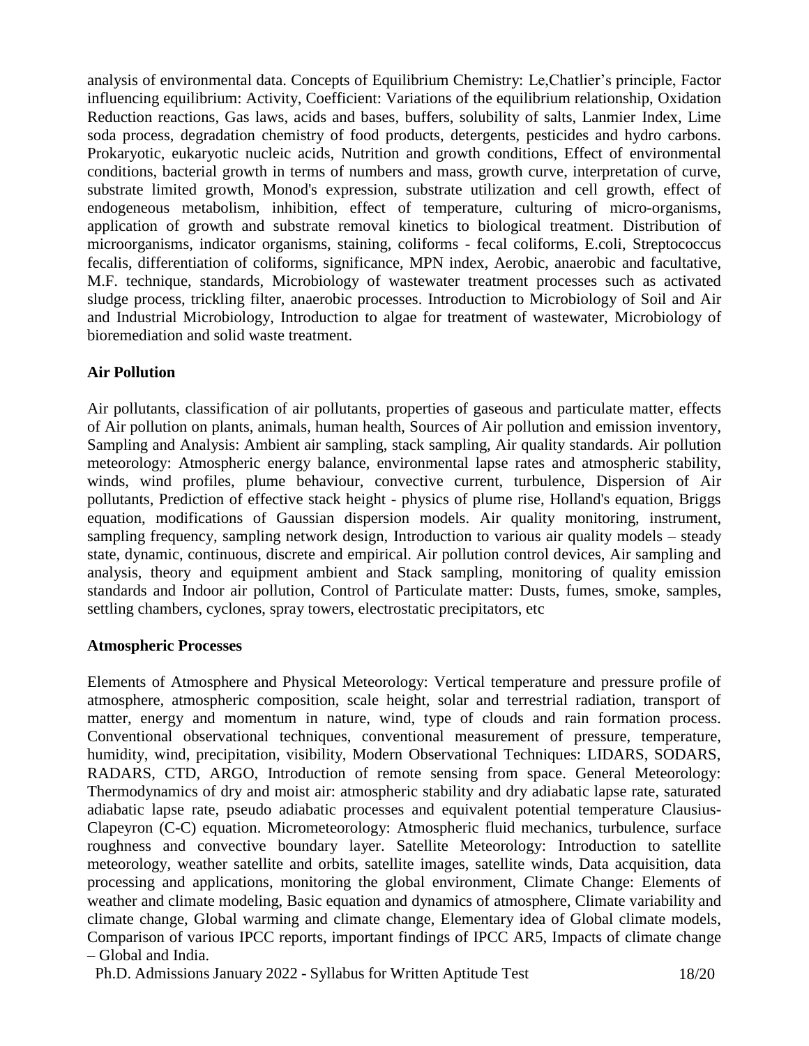analysis of environmental data. Concepts of Equilibrium Chemistry: Le,Chatlier's principle, Factor influencing equilibrium: Activity, Coefficient: Variations of the equilibrium relationship, Oxidation Reduction reactions, Gas laws, acids and bases, buffers, solubility of salts, Lanmier Index, Lime soda process, degradation chemistry of food products, detergents, pesticides and hydro carbons. Prokaryotic, eukaryotic nucleic acids, Nutrition and growth conditions, Effect of environmental conditions, bacterial growth in terms of numbers and mass, growth curve, interpretation of curve, substrate limited growth, Monod's expression, substrate utilization and cell growth, effect of endogeneous metabolism, inhibition, effect of temperature, culturing of micro-organisms, application of growth and substrate removal kinetics to biological treatment. Distribution of microorganisms, indicator organisms, staining, coliforms - fecal coliforms, E.coli, Streptococcus fecalis, differentiation of coliforms, significance, MPN index, Aerobic, anaerobic and facultative, M.F. technique, standards, Microbiology of wastewater treatment processes such as activated sludge process, trickling filter, anaerobic processes. Introduction to Microbiology of Soil and Air and Industrial Microbiology, Introduction to algae for treatment of wastewater, Microbiology of bioremediation and solid waste treatment.

**Air Pollution**

Air pollutants, classification of air pollutants, properties of gaseous and particulate matter, effects of Air pollution on plants, animals, human health, Sources of Air pollution and emission inventory, Sampling and Analysis: Ambient air sampling, stack sampling, Air quality standards. Air pollution meteorology: Atmospheric energy balance, environmental lapse rates and atmospheric stability, winds, wind profiles, plume behaviour, convective current, turbulence, Dispersion of Air pollutants, Prediction of effective stack height - physics of plume rise, Holland's equation, Briggs equation, modifications of Gaussian dispersion models. Air quality monitoring, instrument, sampling frequency, sampling network design, Introduction to various air quality models – steady state, dynamic, continuous, discrete and empirical. Air pollution control devices, Air sampling and analysis, theory and equipment ambient and Stack sampling, monitoring of quality emission standards and Indoor air pollution, Control of Particulate matter: Dusts, fumes, smoke, samples, settling chambers, cyclones, spray towers, electrostatic precipitators, etc

**Atmospheric Processes**

Elements of Atmosphere and Physical Meteorology: Vertical temperature and pressure profile of atmosphere, atmospheric composition, scale height, solar and terrestrial radiation, transport of matter, energy and momentum in nature, wind, type of clouds and rain formation process. Conventional observational techniques, conventional measurement of pressure, temperature, humidity, wind, precipitation, visibility, Modern Observational Techniques: LIDARS, SODARS, RADARS, CTD, ARGO, Introduction of remote sensing from space. General Meteorology: Thermodynamics of dry and moist air: atmospheric stability and dry adiabatic lapse rate, saturated adiabatic lapse rate, pseudo adiabatic processes and equivalent potential temperature Clausius-Clapeyron (C-C) equation. Micrometeorology: Atmospheric fluid mechanics, turbulence, surface roughness and convective boundary layer. Satellite Meteorology: Introduction to satellite meteorology, weather satellite and orbits, satellite images, satellite winds, Data acquisition, data processing and applications, monitoring the global environment, Climate Change: Elements of weather and climate modeling, Basic equation and dynamics of atmosphere, Climate variability and climate change, Global warming and climate change, Elementary idea of Global climate models, Comparison of various IPCC reports, important findings of IPCC AR5, Impacts of climate change – Global and India.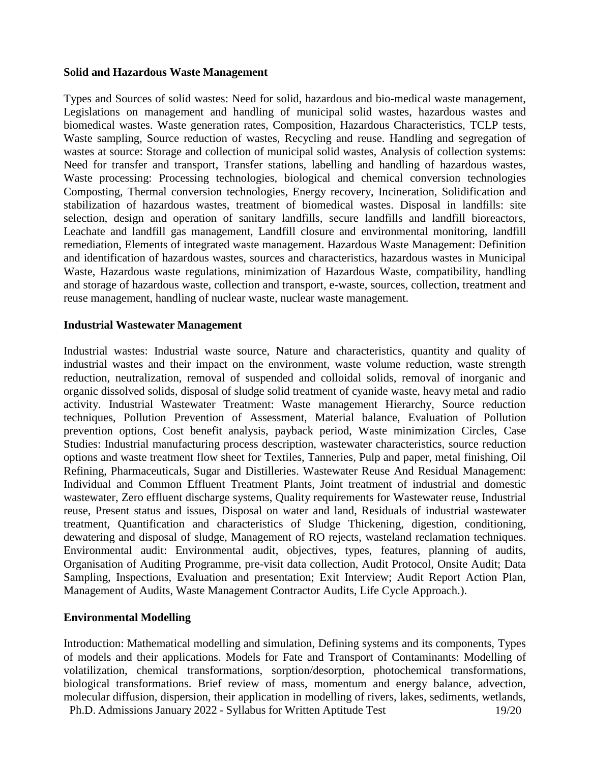**Solid and Hazardous Waste Management**

Types and Sources of solid wastes: Need for solid, hazardous and bio-medical waste management, Legislations on management and handling of municipal solid wastes, hazardous wastes and biomedical wastes. Waste generation rates, Composition, Hazardous Characteristics, TCLP tests, Waste sampling, Source reduction of wastes, Recycling and reuse. Handling and segregation of wastes at source: Storage and collection of municipal solid wastes, Analysis of collection systems: Need for transfer and transport, Transfer stations, labelling and handling of hazardous wastes, Waste processing: Processing technologies, biological and chemical conversion technologies Composting, Thermal conversion technologies, Energy recovery, Incineration, Solidification and stabilization of hazardous wastes, treatment of biomedical wastes. Disposal in landfills: site selection, design and operation of sanitary landfills, secure landfills and landfill bioreactors, Leachate and landfill gas management, Landfill closure and environmental monitoring, landfill remediation, Elements of integrated waste management. Hazardous Waste Management: Definition and identification of hazardous wastes, sources and characteristics, hazardous wastes in Municipal Waste, Hazardous waste regulations, minimization of Hazardous Waste, compatibility, handling and storage of hazardous waste, collection and transport, e-waste, sources, collection, treatment and reuse management, handling of nuclear waste, nuclear waste management.

**Industrial Wastewater Management**

Industrial wastes: Industrial waste source, Nature and characteristics, quantity and quality of industrial wastes and their impact on the environment, waste volume reduction, waste strength reduction, neutralization, removal of suspended and colloidal solids, removal of inorganic and organic dissolved solids, disposal of sludge solid treatment of cyanide waste, heavy metal and radio activity. Industrial Wastewater Treatment: Waste management Hierarchy, Source reduction techniques, Pollution Prevention of Assessment, Material balance, Evaluation of Pollution prevention options, Cost benefit analysis, payback period, Waste minimization Circles, Case Studies: Industrial manufacturing process description, wastewater characteristics, source reduction options and waste treatment flow sheet for Textiles, Tanneries, Pulp and paper, metal finishing, Oil Refining, Pharmaceuticals, Sugar and Distilleries. Wastewater Reuse And Residual Management: Individual and Common Effluent Treatment Plants, Joint treatment of industrial and domestic wastewater, Zero effluent discharge systems, Quality requirements for Wastewater reuse, Industrial reuse, Present status and issues, Disposal on water and land, Residuals of industrial wastewater treatment, Quantification and characteristics of Sludge Thickening, digestion, conditioning, dewatering and disposal of sludge, Management of RO rejects, wasteland reclamation techniques. Environmental audit: Environmental audit, objectives, types, features, planning of audits, Organisation of Auditing Programme, pre-visit data collection, Audit Protocol, Onsite Audit; Data Sampling, Inspections, Evaluation and presentation; Exit Interview; Audit Report Action Plan, Management of Audits, Waste Management Contractor Audits, Life Cycle Approach.).

**Environmental Modelling**

Introduction: Mathematical modelling and simulation, Defining systems and its components, Types of models and their applications. Models for Fate and Transport of Contaminants: Modelling of volatilization, chemical transformations, sorption/desorption, photochemical transformations, biological transformations. Brief review of mass, momentum and energy balance, advection, molecular diffusion, dispersion, their application in modelling of rivers, lakes, sediments, wetlands,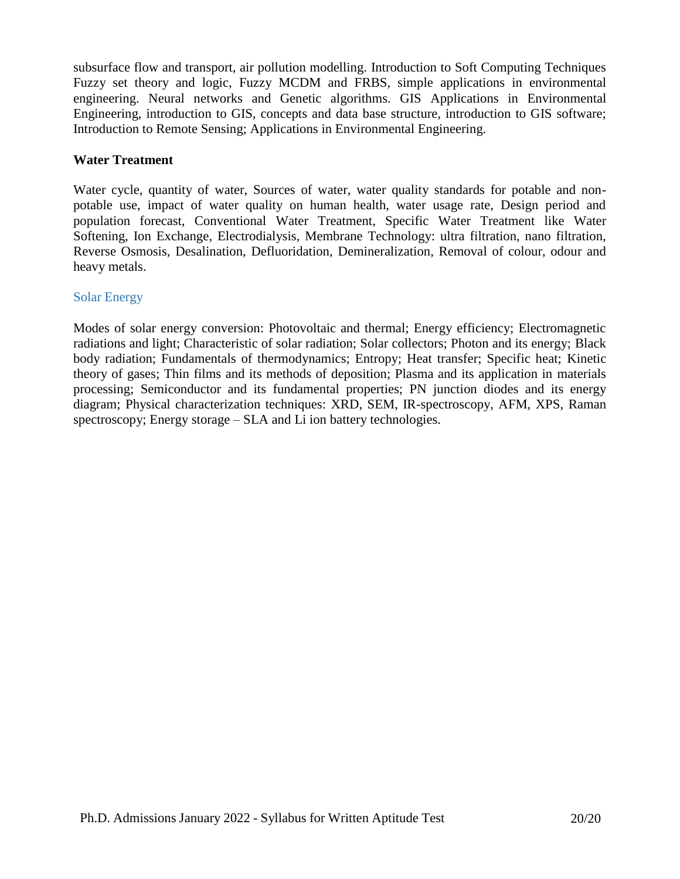subsurface flow and transport, air pollution modelling. Introduction to Soft Computing Techniques Fuzzy set theory and logic, Fuzzy MCDM and FRBS, simple applications in environmental engineering. Neural networks and Genetic algorithms. GIS Applications in Environmental Engineering, introduction to GIS, concepts and data base structure, introduction to GIS software; Introduction to Remote Sensing; Applications in Environmental Engineering.

**Water Treatment**

Water cycle, quantity of water, Sources of water, water quality standards for potable and non-potable use, impact of water quality on human health, water usage rate, Design period and population forecast, Conventional Water Treatment, Specific Water Treatment like Water Softening, Ion Exchange, Electrodialysis, Membrane Technology: ultra filtration, nano filtration, Reverse Osmosis, Desalination, Defluoridation, Demineralization, Removal of colour, odour and heavy metals.

## Solar Energy

Modes of solar energy conversion: Photovoltaic and thermal; Energy efficiency; Electromagnetic radiations and light; Characteristic of solar radiation; Solar collectors; Photon and its energy; Black body radiation; Fundamentals of thermodynamics; Entropy; Heat transfer; Specific heat; Kinetic theory of gases; Thin films and its methods of deposition; Plasma and its application in materials processing; Semiconductor and its fundamental properties; PN junction diodes and its energy diagram; Physical characterization techniques: XRD, SEM, IR-spectroscopy, AFM, XPS, Raman spectroscopy; Energy storage – SLA and Li ion battery technologies.